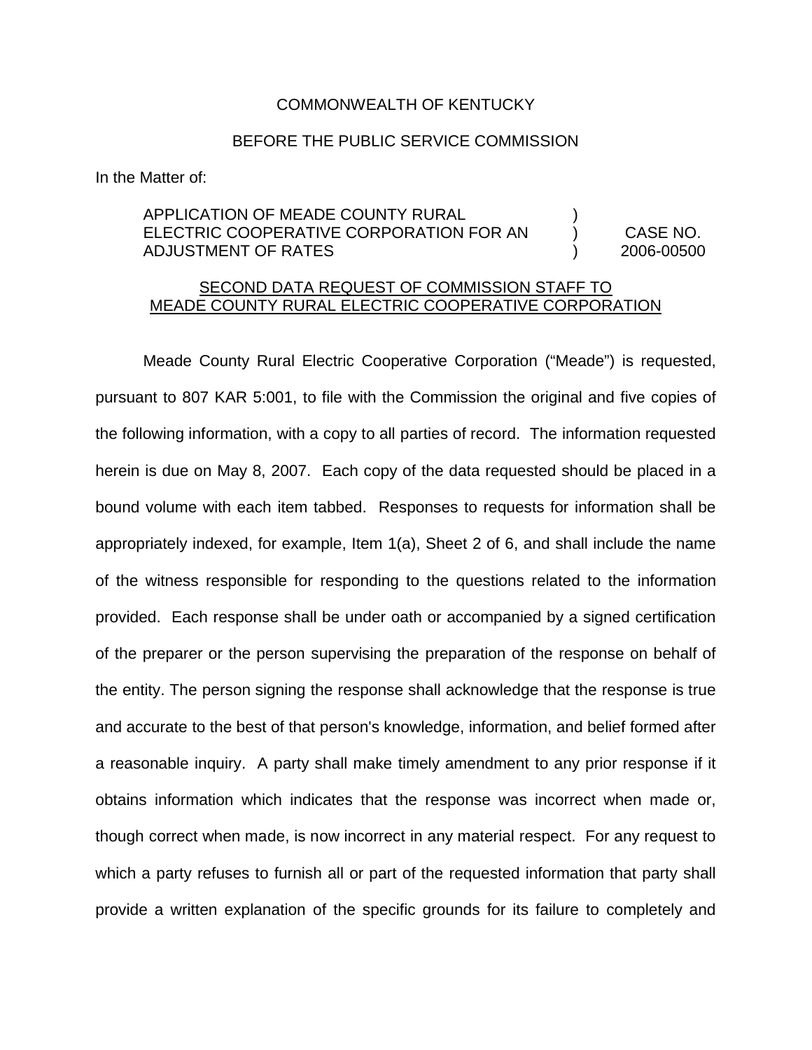COMMONWEALTH OF KENTUCKY

BEFORE THE PUBLIC SERVICE COMMISSION

In the Matter of:

| | | |
|---|---|---|
| APPLICATION OF MEADE COUNTY RURAL ELECTRIC COOPERATIVE CORPORATION FOR AN ADJUSTMENT OF RATES | ) ) ) | CASE NO. 2006-00500 |

<u>SECOND DATA REQUEST OF COMMISSION STAFF TO MEADE COUNTY RURAL ELECTRIC COOPERATIVE CORPORATION</u>

Meade County Rural Electric Cooperative Corporation ("Meade") is requested, pursuant to 807 KAR 5:001, to file with the Commission the original and five copies of the following information, with a copy to all parties of record. The information requested herein is due on May 8, 2007. Each copy of the data requested should be placed in a bound volume with each item tabbed. Responses to requests for information shall be appropriately indexed, for example, Item 1(a), Sheet 2 of 6, and shall include the name of the witness responsible for responding to the questions related to the information provided. Each response shall be under oath or accompanied by a signed certification of the preparer or the person supervising the preparation of the response on behalf of the entity. The person signing the response shall acknowledge that the response is true and accurate to the best of that person's knowledge, information, and belief formed after a reasonable inquiry. A party shall make timely amendment to any prior response if it obtains information which indicates that the response was incorrect when made or, though correct when made, is now incorrect in any material respect. For any request to which a party refuses to furnish all or part of the requested information that party shall provide a written explanation of the specific grounds for its failure to completely and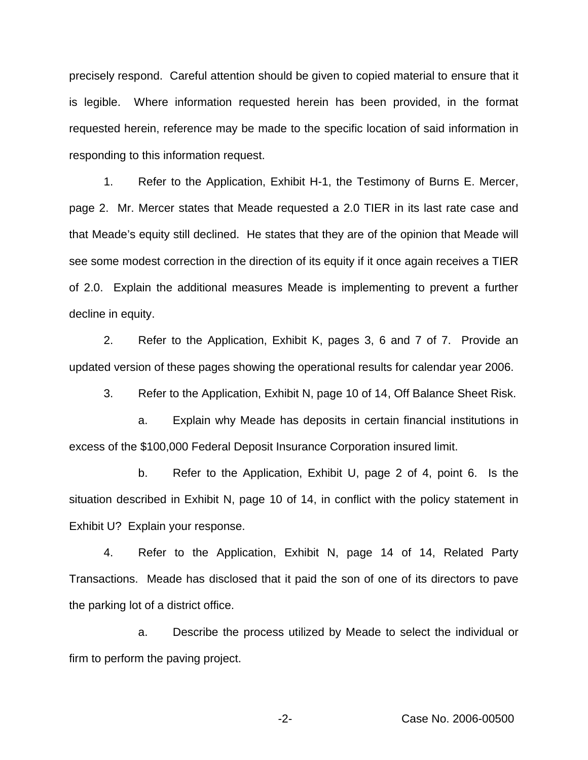precisely respond. Careful attention should be given to copied material to ensure that it is legible. Where information requested herein has been provided, in the format requested herein, reference may be made to the specific location of said information in responding to this information request.

1. Refer to the Application, Exhibit H-1, the Testimony of Burns E. Mercer, page 2. Mr. Mercer states that Meade requested a 2.0 TIER in its last rate case and that Meade's equity still declined. He states that they are of the opinion that Meade will see some modest correction in the direction of its equity if it once again receives a TIER of 2.0. Explain the additional measures Meade is implementing to prevent a further decline in equity.

2. Refer to the Application, Exhibit K, pages 3, 6 and 7 of 7. Provide an updated version of these pages showing the operational results for calendar year 2006.

3. Refer to the Application, Exhibit N, page 10 of 14, Off Balance Sheet Risk.

   a. Explain why Meade has deposits in certain financial institutions in excess of the $100,000 Federal Deposit Insurance Corporation insured limit.

   b. Refer to the Application, Exhibit U, page 2 of 4, point 6. Is the situation described in Exhibit N, page 10 of 14, in conflict with the policy statement in Exhibit U? Explain your response.

4. Refer to the Application, Exhibit N, page 14 of 14, Related Party Transactions. Meade has disclosed that it paid the son of one of its directors to pave the parking lot of a district office.

   a. Describe the process utilized by Meade to select the individual or firm to perform the paving project.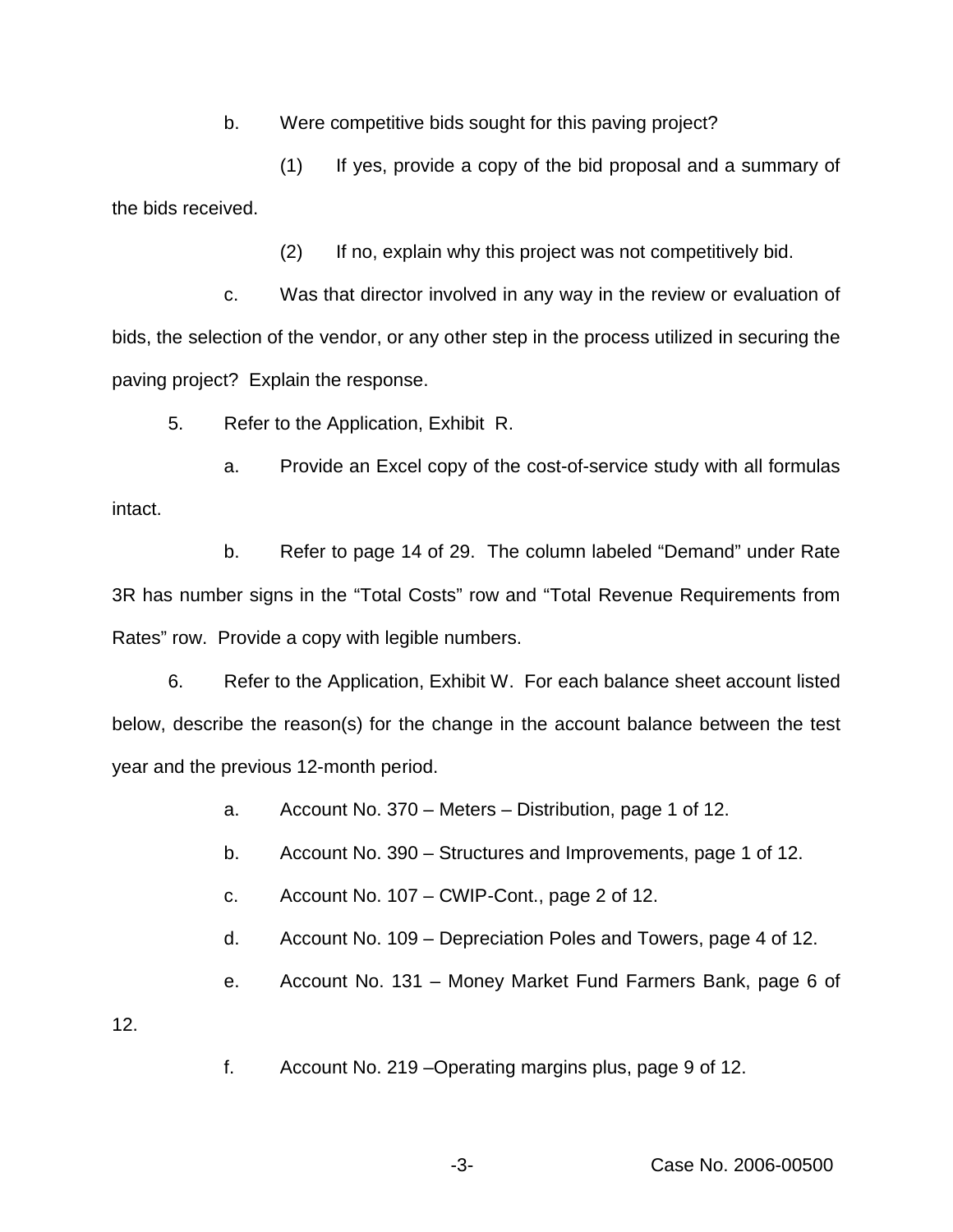b. Were competitive bids sought for this paving project?

(1) If yes, provide a copy of the bid proposal and a summary of the bids received.

(2) If no, explain why this project was not competitively bid.

c. Was that director involved in any way in the review or evaluation of bids, the selection of the vendor, or any other step in the process utilized in securing the paving project? Explain the response.

5. Refer to the Application, Exhibit R.

a. Provide an Excel copy of the cost-of-service study with all formulas intact.

b. Refer to page 14 of 29. The column labeled "Demand" under Rate 3R has number signs in the "Total Costs" row and "Total Revenue Requirements from Rates" row. Provide a copy with legible numbers.

6. Refer to the Application, Exhibit W. For each balance sheet account listed below, describe the reason(s) for the change in the account balance between the test year and the previous 12-month period.

a. Account No. 370 – Meters – Distribution, page 1 of 12.

b. Account No. 390 – Structures and Improvements, page 1 of 12.

c. Account No. 107 – CWIP-Cont., page 2 of 12.

d. Account No. 109 – Depreciation Poles and Towers, page 4 of 12.

e. Account No. 131 – Money Market Fund Farmers Bank, page 6 of 12.

f. Account No. 219 –Operating margins plus, page 9 of 12.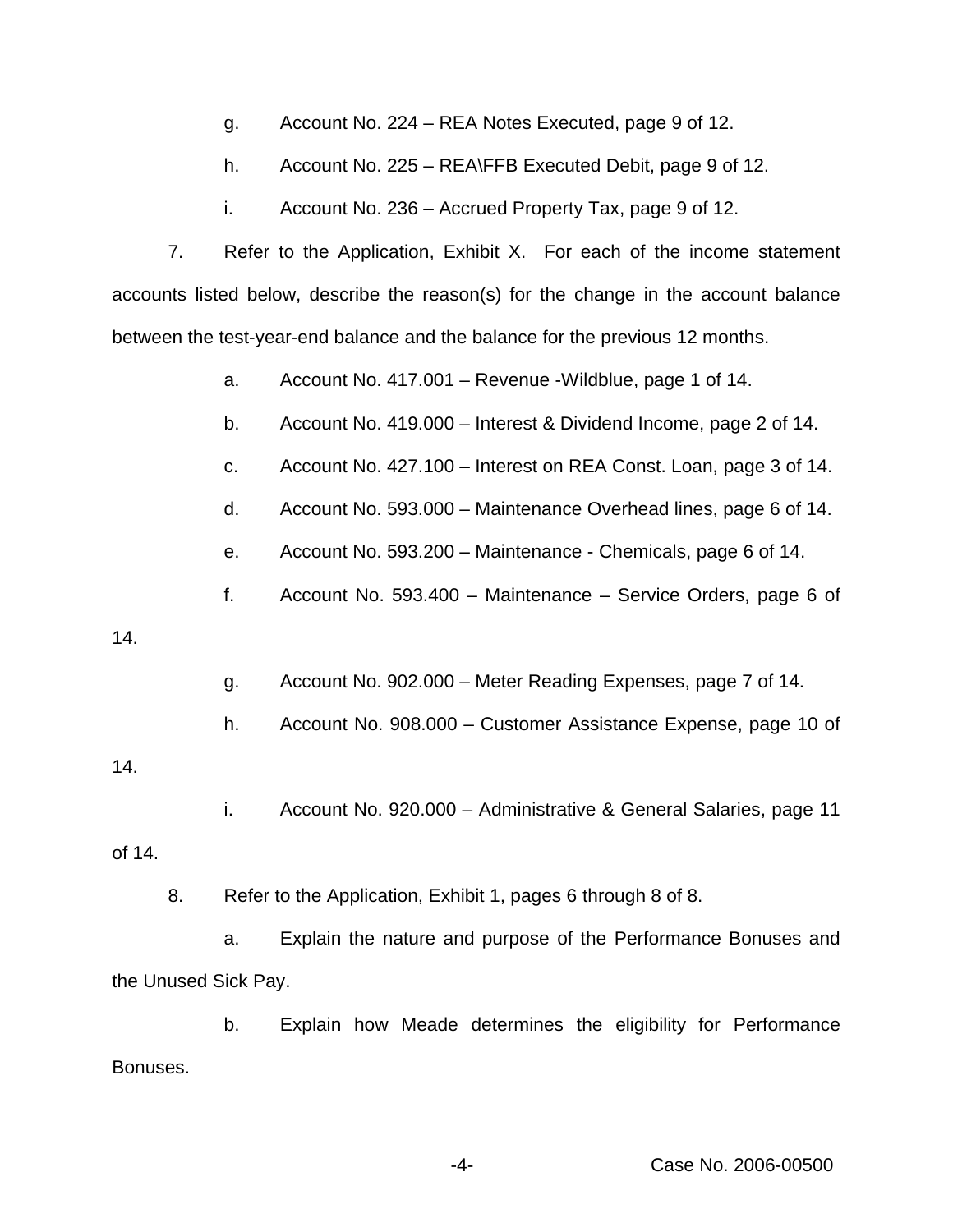g. Account No. 224 – REA Notes Executed, page 9 of 12.

h. Account No. 225 – REA\FFB Executed Debit, page 9 of 12.

i. Account No. 236 – Accrued Property Tax, page 9 of 12.

7. Refer to the Application, Exhibit X. For each of the income statement accounts listed below, describe the reason(s) for the change in the account balance between the test-year-end balance and the balance for the previous 12 months.

a. Account No. 417.001 – Revenue -Wildblue, page 1 of 14.

b. Account No. 419.000 – Interest & Dividend Income, page 2 of 14.

c. Account No. 427.100 – Interest on REA Const. Loan, page 3 of 14.

d. Account No. 593.000 – Maintenance Overhead lines, page 6 of 14.

e. Account No. 593.200 – Maintenance - Chemicals, page 6 of 14.

f. Account No. 593.400 – Maintenance – Service Orders, page 6 of 14.

g. Account No. 902.000 – Meter Reading Expenses, page 7 of 14.

h. Account No. 908.000 – Customer Assistance Expense, page 10 of 14.

i. Account No. 920.000 – Administrative & General Salaries, page 11 of 14.

8. Refer to the Application, Exhibit 1, pages 6 through 8 of 8.

a. Explain the nature and purpose of the Performance Bonuses and the Unused Sick Pay.

b. Explain how Meade determines the eligibility for Performance Bonuses.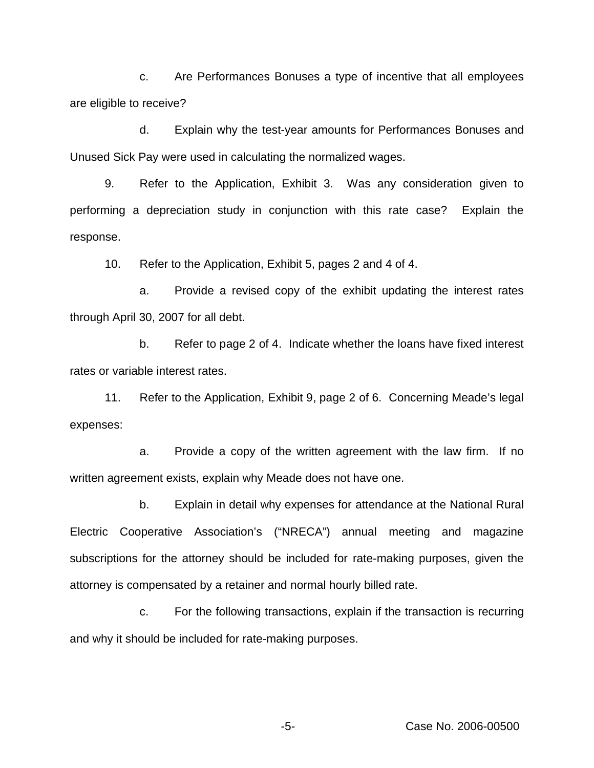c. Are Performances Bonuses a type of incentive that all employees are eligible to receive?

d. Explain why the test-year amounts for Performances Bonuses and Unused Sick Pay were used in calculating the normalized wages.

9. Refer to the Application, Exhibit 3. Was any consideration given to performing a depreciation study in conjunction with this rate case? Explain the response.

10. Refer to the Application, Exhibit 5, pages 2 and 4 of 4.

a. Provide a revised copy of the exhibit updating the interest rates through April 30, 2007 for all debt.

b. Refer to page 2 of 4. Indicate whether the loans have fixed interest rates or variable interest rates.

11. Refer to the Application, Exhibit 9, page 2 of 6. Concerning Meade's legal expenses:

a. Provide a copy of the written agreement with the law firm. If no written agreement exists, explain why Meade does not have one.

b. Explain in detail why expenses for attendance at the National Rural Electric Cooperative Association's ("NRECA") annual meeting and magazine subscriptions for the attorney should be included for rate-making purposes, given the attorney is compensated by a retainer and normal hourly billed rate.

c. For the following transactions, explain if the transaction is recurring and why it should be included for rate-making purposes.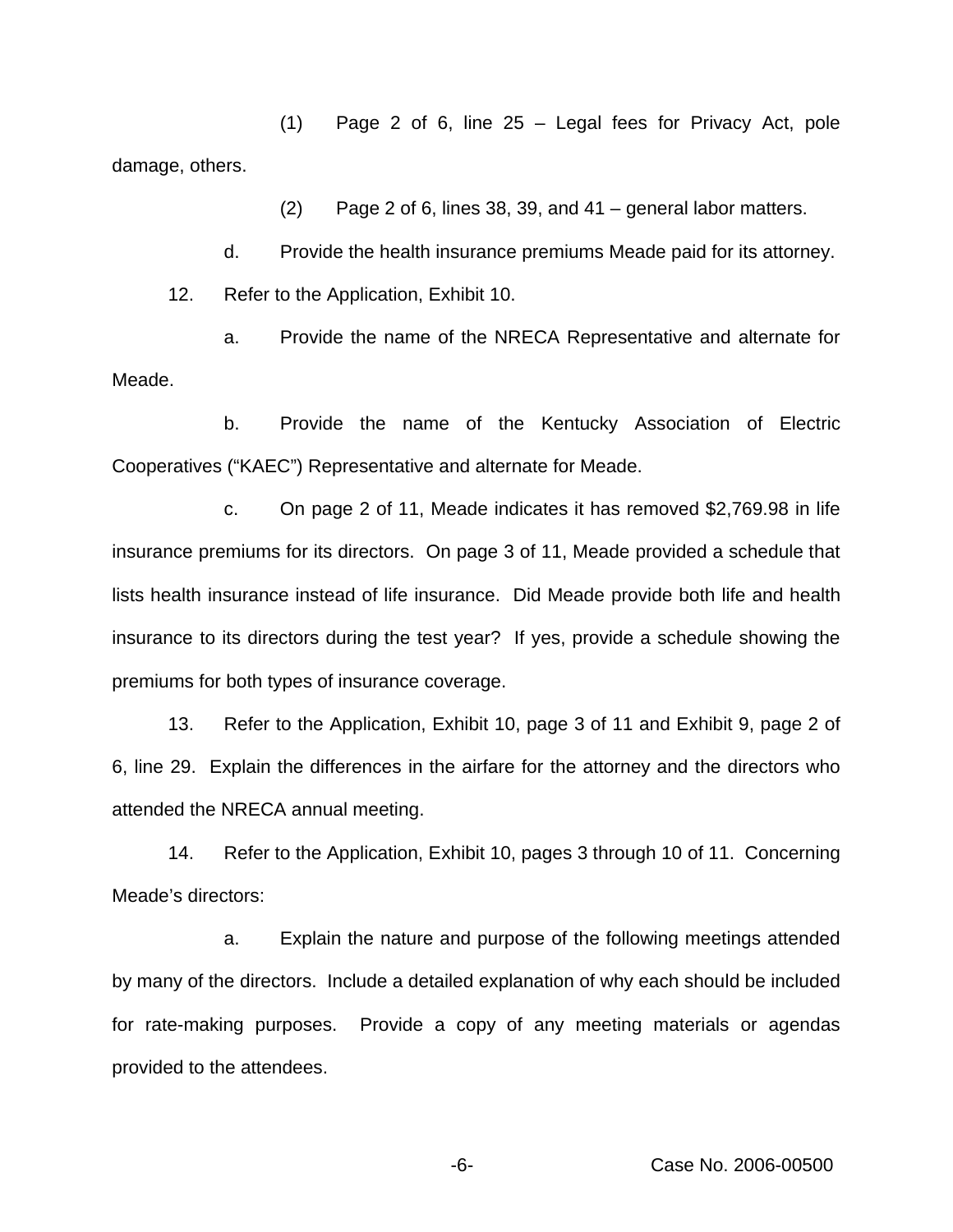(1) Page 2 of 6, line 25 – Legal fees for Privacy Act, pole damage, others.

(2) Page 2 of 6, lines 38, 39, and 41 – general labor matters.

d. Provide the health insurance premiums Meade paid for its attorney.

12. Refer to the Application, Exhibit 10.

a. Provide the name of the NRECA Representative and alternate for Meade.

b. Provide the name of the Kentucky Association of Electric Cooperatives ("KAEC") Representative and alternate for Meade.

c. On page 2 of 11, Meade indicates it has removed $2,769.98 in life insurance premiums for its directors. On page 3 of 11, Meade provided a schedule that lists health insurance instead of life insurance. Did Meade provide both life and health insurance to its directors during the test year? If yes, provide a schedule showing the premiums for both types of insurance coverage.

13. Refer to the Application, Exhibit 10, page 3 of 11 and Exhibit 9, page 2 of 6, line 29. Explain the differences in the airfare for the attorney and the directors who attended the NRECA annual meeting.

14. Refer to the Application, Exhibit 10, pages 3 through 10 of 11. Concerning Meade's directors:

a. Explain the nature and purpose of the following meetings attended by many of the directors. Include a detailed explanation of why each should be included for rate-making purposes. Provide a copy of any meeting materials or agendas provided to the attendees.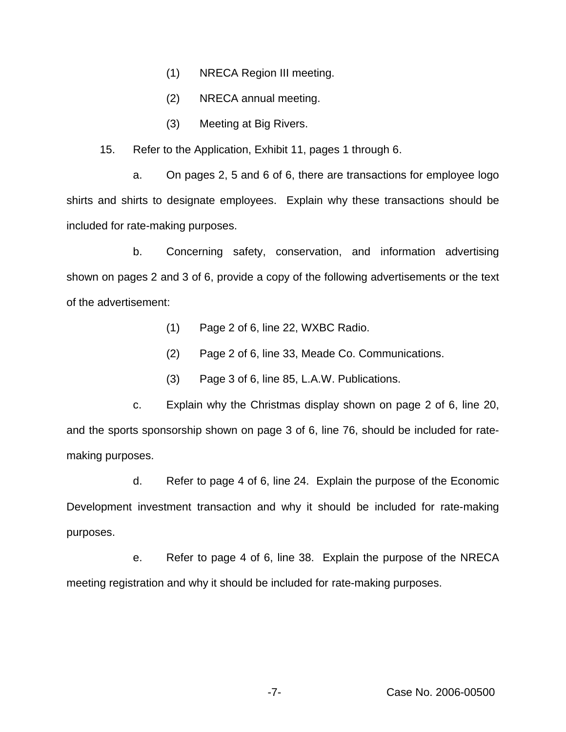(1) NRECA Region III meeting.

(2) NRECA annual meeting.

(3) Meeting at Big Rivers.

15. Refer to the Application, Exhibit 11, pages 1 through 6.

a. On pages 2, 5 and 6 of 6, there are transactions for employee logo shirts and shirts to designate employees. Explain why these transactions should be included for rate-making purposes.

b. Concerning safety, conservation, and information advertising shown on pages 2 and 3 of 6, provide a copy of the following advertisements or the text of the advertisement:

(1) Page 2 of 6, line 22, WXBC Radio.

(2) Page 2 of 6, line 33, Meade Co. Communications.

(3) Page 3 of 6, line 85, L.A.W. Publications.

c. Explain why the Christmas display shown on page 2 of 6, line 20, and the sports sponsorship shown on page 3 of 6, line 76, should be included for rate-making purposes.

d. Refer to page 4 of 6, line 24. Explain the purpose of the Economic Development investment transaction and why it should be included for rate-making purposes.

e. Refer to page 4 of 6, line 38. Explain the purpose of the NRECA meeting registration and why it should be included for rate-making purposes.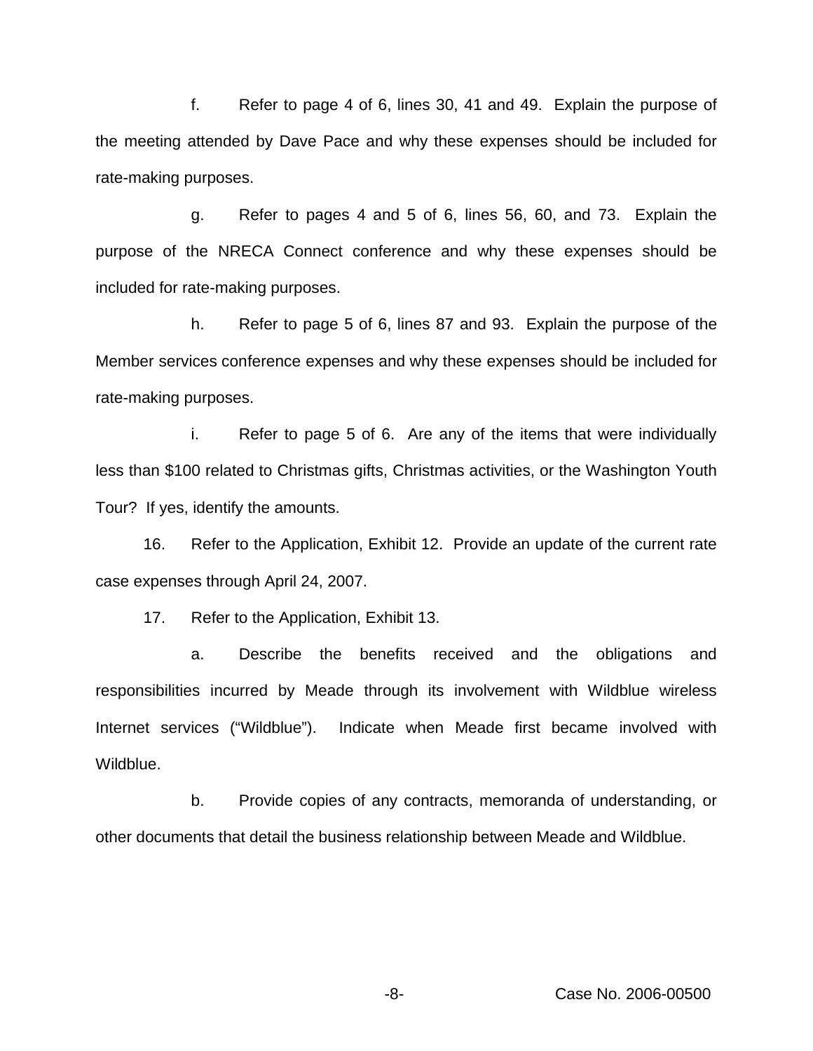f. Refer to page 4 of 6, lines 30, 41 and 49. Explain the purpose of the meeting attended by Dave Pace and why these expenses should be included for rate-making purposes.

g. Refer to pages 4 and 5 of 6, lines 56, 60, and 73. Explain the purpose of the NRECA Connect conference and why these expenses should be included for rate-making purposes.

h. Refer to page 5 of 6, lines 87 and 93. Explain the purpose of the Member services conference expenses and why these expenses should be included for rate-making purposes.

i. Refer to page 5 of 6. Are any of the items that were individually less than $100 related to Christmas gifts, Christmas activities, or the Washington Youth Tour? If yes, identify the amounts.

16. Refer to the Application, Exhibit 12. Provide an update of the current rate case expenses through April 24, 2007.

17. Refer to the Application, Exhibit 13.

a. Describe the benefits received and the obligations and responsibilities incurred by Meade through its involvement with Wildblue wireless Internet services ("Wildblue"). Indicate when Meade first became involved with Wildblue.

b. Provide copies of any contracts, memoranda of understanding, or other documents that detail the business relationship between Meade and Wildblue.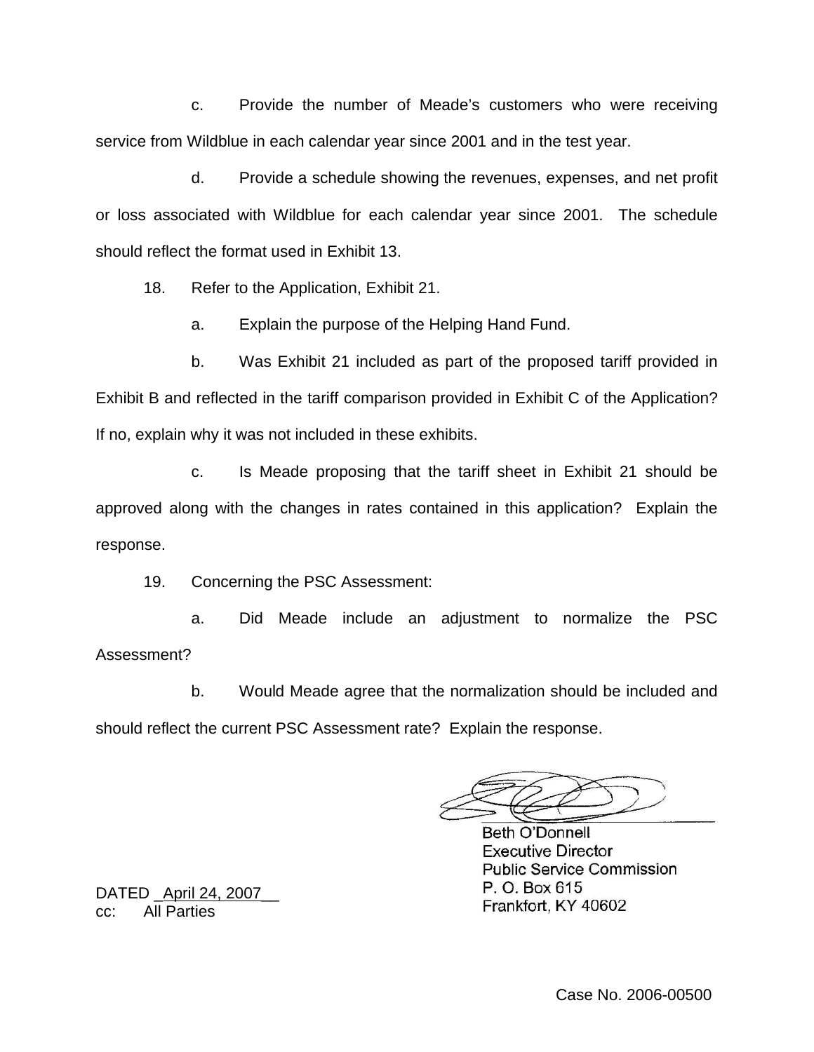c. Provide the number of Meade's customers who were receiving service from Wildblue in each calendar year since 2001 and in the test year.

d. Provide a schedule showing the revenues, expenses, and net profit or loss associated with Wildblue for each calendar year since 2001. The schedule should reflect the format used in Exhibit 13.

18. Refer to the Application, Exhibit 21.

a. Explain the purpose of the Helping Hand Fund.

b. Was Exhibit 21 included as part of the proposed tariff provided in Exhibit B and reflected in the tariff comparison provided in Exhibit C of the Application? If no, explain why it was not included in these exhibits.

c. Is Meade proposing that the tariff sheet in Exhibit 21 should be approved along with the changes in rates contained in this application? Explain the response.

19. Concerning the PSC Assessment:

a. Did Meade include an adjustment to normalize the PSC Assessment?

b. Would Meade agree that the normalization should be included and should reflect the current PSC Assessment rate? Explain the response.

Beth O'Donnell
Executive Director
Public Service Commission
P. O. Box 615
Frankfort, KY 40602

DATED April 24, 2007
cc: All Parties

Case No. 2006-00500